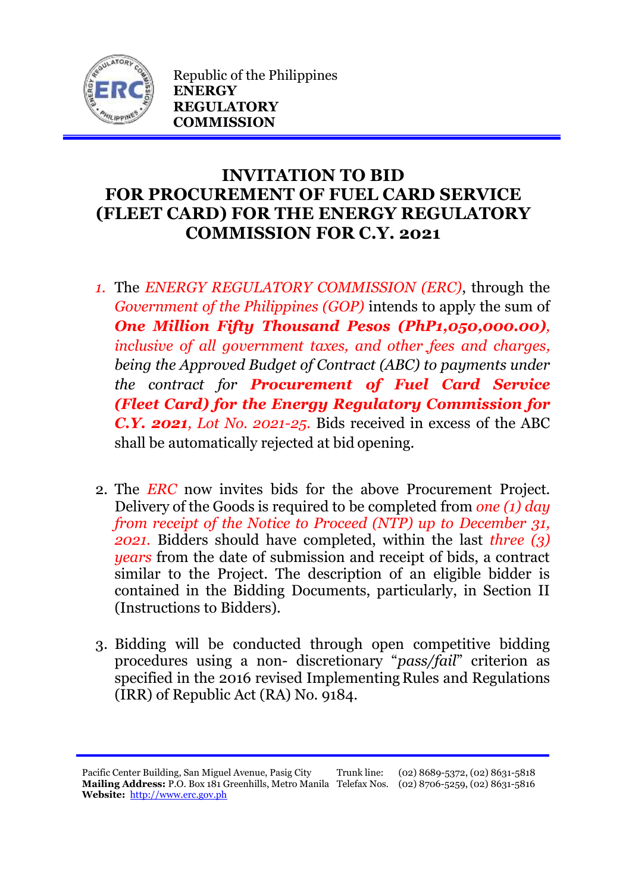Republic of the Philippines
**ENERGY REGULATORY COMMISSION**

# INVITATION TO BID FOR PROCUREMENT OF FUEL CARD SERVICE (FLEET CARD) FOR THE ENERGY REGULATORY COMMISSION FOR C.Y. 2021

1. The *ENERGY REGULATORY COMMISSION (ERC)*, through the *Government of the Philippines (GOP)* intends to apply the sum of ***One Million Fifty Thousand Pesos (PhP1,050,000.00)****, inclusive of all government taxes, and other fees and charges, being the Approved Budget of Contract (ABC) to payments under the contract for* ***Procurement of Fuel Card Service (Fleet Card) for the Energy Regulatory Commission for C.Y. 2021****, Lot No. 2021-25.* Bids received in excess of the ABC shall be automatically rejected at bid opening.

2. The *ERC* now invites bids for the above Procurement Project. Delivery of the Goods is required to be completed from *one (1) day from receipt of the Notice to Proceed (NTP) up to December 31, 2021.* Bidders should have completed, within the last *three (3) years* from the date of submission and receipt of bids, a contract similar to the Project. The description of an eligible bidder is contained in the Bidding Documents, particularly, in Section II (Instructions to Bidders).

3. Bidding will be conducted through open competitive bidding procedures using a non- discretionary "*pass/fail*" criterion as specified in the 2016 revised Implementing Rules and Regulations (IRR) of Republic Act (RA) No. 9184.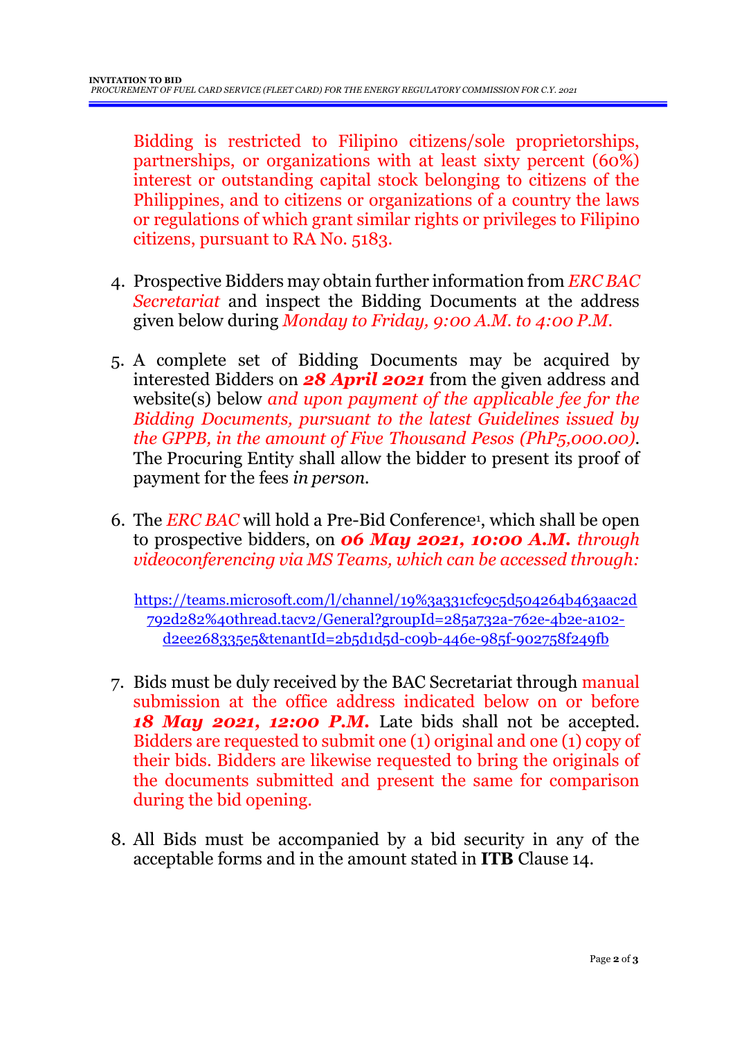Bidding is restricted to Filipino citizens/sole proprietorships, partnerships, or organizations with at least sixty percent (60%) interest or outstanding capital stock belonging to citizens of the Philippines, and to citizens or organizations of a country the laws or regulations of which grant similar rights or privileges to Filipino citizens, pursuant to RA No. 5183.

4. Prospective Bidders may obtain further information from *ERC BAC Secretariat* and inspect the Bidding Documents at the address given below during *Monday to Friday, 9:00 A.M. to 4:00 P.M.*

5. A complete set of Bidding Documents may be acquired by interested Bidders on ***28 April 2021*** from the given address and website(s) below *and upon payment of the applicable fee for the Bidding Documents, pursuant to the latest Guidelines issued by the GPPB, in the amount of Five Thousand Pesos (PhP5,000.00)*. The Procuring Entity shall allow the bidder to present its proof of payment for the fees *in person.*

6. The *ERC BAC* will hold a Pre-Bid Conference[1], which shall be open to prospective bidders, on ***06 May 2021, 10:00 A.M.*** *through videoconferencing via MS Teams, which can be accessed through:*

   https://teams.microsoft.com/l/channel/19%3a331cfc9c5d504264b463aac2d792d282%40thread.tacv2/General?groupId=285a732a-762e-4b2e-a102-d2ee268335e5&tenantId=2b5d1d5d-c09b-446e-985f-902758f249fb

7. Bids must be duly received by the BAC Secretariat through manual submission at the office address indicated below on or before ***18 May 2021, 12:00 P.M.*** Late bids shall not be accepted. Bidders are requested to submit one (1) original and one (1) copy of their bids. Bidders are likewise requested to bring the originals of the documents submitted and present the same for comparison during the bid opening.

8. All Bids must be accompanied by a bid security in any of the acceptable forms and in the amount stated in **ITB** Clause 14.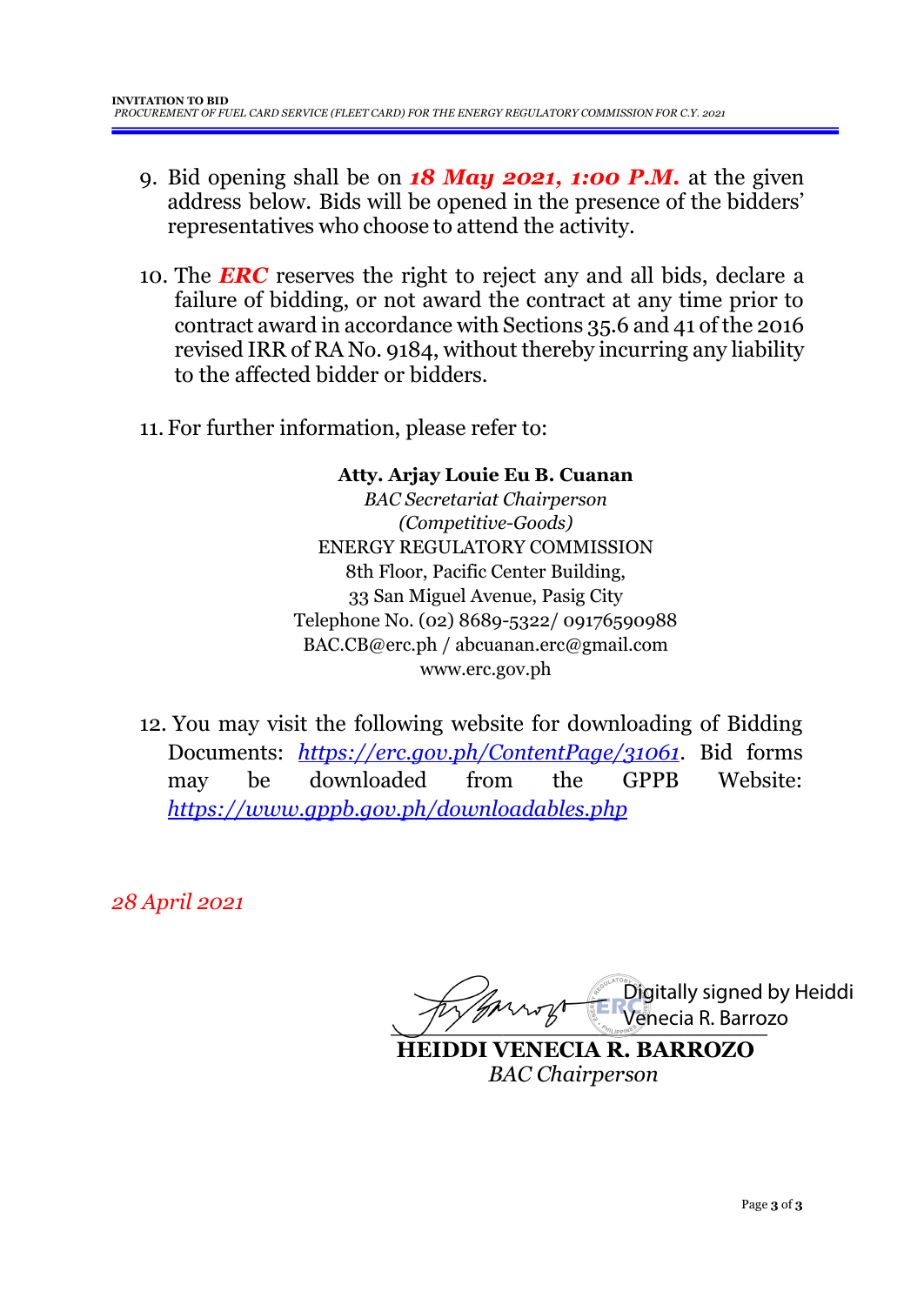9. Bid opening shall be on ***18 May 2021, 1:00 P.M.*** at the given address below. Bids will be opened in the presence of the bidders' representatives who choose to attend the activity.

10. The ***ERC*** reserves the right to reject any and all bids, declare a failure of bidding, or not award the contract at any time prior to contract award in accordance with Sections 35.6 and 41 of the 2016 revised IRR of RA No. 9184, without thereby incurring any liability to the affected bidder or bidders.

11. For further information, please refer to:

**Atty. Arjay Louie Eu B. Cuanan**
*BAC Secretariat Chairperson*
*(Competitive-Goods)*
ENERGY REGULATORY COMMISSION
8th Floor, Pacific Center Building,
33 San Miguel Avenue, Pasig City
Telephone No. (02) 8689-5322/ 09176590988
BAC.CB@erc.ph / abcuanan.erc@gmail.com
www.erc.gov.ph

12. You may visit the following website for downloading of Bidding Documents: *https://erc.gov.ph/ContentPage/31061*. Bid forms may be downloaded from the GPPB Website: *https://www.gppb.gov.ph/downloadables.php*

*28 April 2021*

Digitally signed by Heiddi Venecia R. Barrozo

**HEIDDI VENECIA R. BARROZO**
*BAC Chairperson*